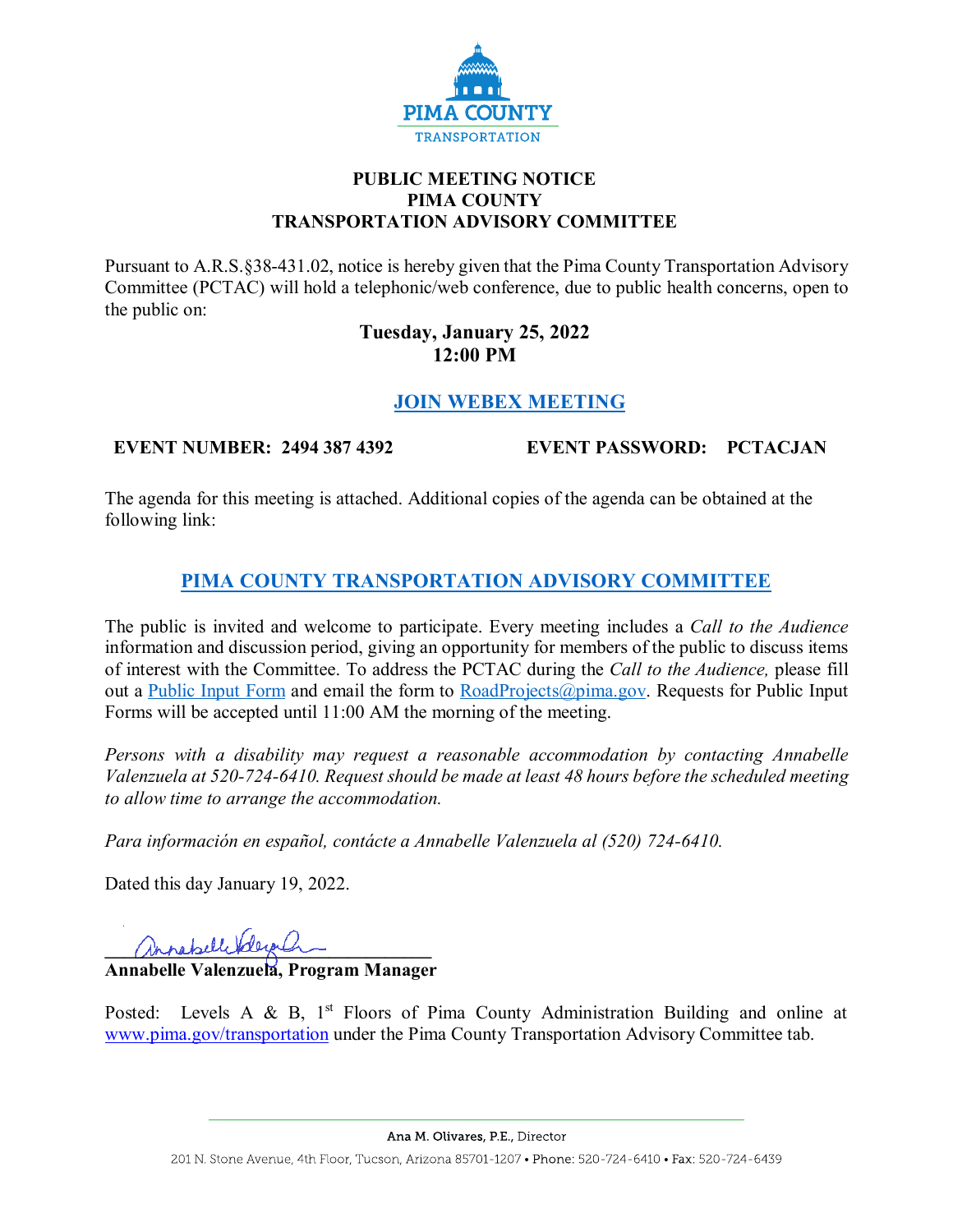PIMA COUNTY
TRANSPORTATION

# PUBLIC MEETING NOTICE
# PIMA COUNTY
# TRANSPORTATION ADVISORY COMMITTEE

Pursuant to A.R.S.§38-431.02, notice is hereby given that the Pima County Transportation Advisory Committee (PCTAC) will hold a telephonic/web conference, due to public health concerns, open to the public on:

**Tuesday, January 25, 2022**
**12:00 PM**

**[JOIN WEBEX MEETING]**

**EVENT NUMBER: 2494 387 4392** **EVENT PASSWORD: PCTACJAN**

The agenda for this meeting is attached. Additional copies of the agenda can be obtained at the following link:

**[PIMA COUNTY TRANSPORTATION ADVISORY COMMITTEE]**

The public is invited and welcome to participate. Every meeting includes a *Call to the Audience* information and discussion period, giving an opportunity for members of the public to discuss items of interest with the Committee. To address the PCTAC during the *Call to the Audience,* please fill out a Public Input Form and email the form to RoadProjects@pima.gov. Requests for Public Input Forms will be accepted until 11:00 AM the morning of the meeting.

*Persons with a disability may request a reasonable accommodation by contacting Annabelle Valenzuela at 520-724-6410. Request should be made at least 48 hours before the scheduled meeting to allow time to arrange the accommodation.*

*Para información en español, contácte a Annabelle Valenzuela al (520) 724-6410.*

Dated this day January 19, 2022.

**Annabelle Valenzuela, Program Manager**

Posted: Levels A & B, 1st Floors of Pima County Administration Building and online at www.pima.gov/transportation under the Pima County Transportation Advisory Committee tab.

Ana M. Olivares, P.E., Director
201 N. Stone Avenue, 4th Floor, Tucson, Arizona 85701-1207 • Phone: 520-724-6410 • Fax: 520-724-6439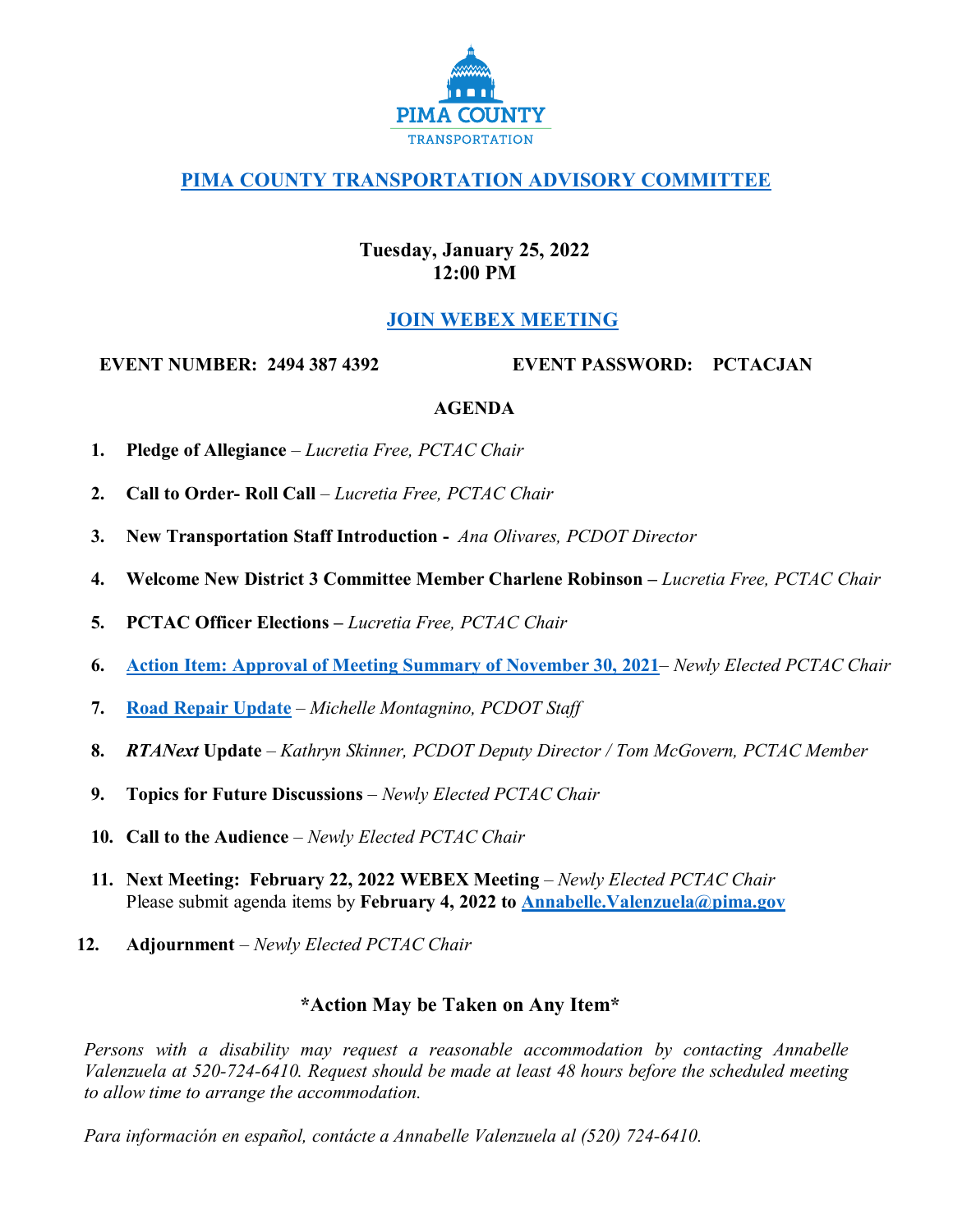PIMA COUNTY

TRANSPORTATION

# PIMA COUNTY TRANSPORTATION ADVISORY COMMITTEE

**Tuesday, January 25, 2022**
**12:00 PM**

## JOIN WEBEX MEETING

**EVENT NUMBER: 2494 387 4392** **EVENT PASSWORD: PCTACJAN**

## AGENDA

1. **Pledge of Allegiance** – *Lucretia Free, PCTAC Chair*
2. **Call to Order- Roll Call** – *Lucretia Free, PCTAC Chair*
3. **New Transportation Staff Introduction -** *Ana Olivares, PCDOT Director*
4. **Welcome New District 3 Committee Member Charlene Robinson –** *Lucretia Free, PCTAC Chair*
5. **PCTAC Officer Elections –** *Lucretia Free, PCTAC Chair*
6. **Action Item: Approval of Meeting Summary of November 30, 2021**– *Newly Elected PCTAC Chair*
7. **Road Repair Update** – *Michelle Montagnino, PCDOT Staff*
8. ***RTANext* Update** – *Kathryn Skinner, PCDOT Deputy Director / Tom McGovern, PCTAC Member*
9. **Topics for Future Discussions** – *Newly Elected PCTAC Chair*
10. **Call to the Audience** – *Newly Elected PCTAC Chair*
11. **Next Meeting: February 22, 2022 WEBEX Meeting** – *Newly Elected PCTAC Chair*
    Please submit agenda items by **February 4, 2022 to Annabelle.Valenzuela@pima.gov**
12. **Adjournment** – *Newly Elected PCTAC Chair*

### *Action May be Taken on Any Item*

*Persons with a disability may request a reasonable accommodation by contacting Annabelle Valenzuela at 520-724-6410. Request should be made at least 48 hours before the scheduled meeting to allow time to arrange the accommodation.*

*Para información en español, contácte a Annabelle Valenzuela al (520) 724-6410.*